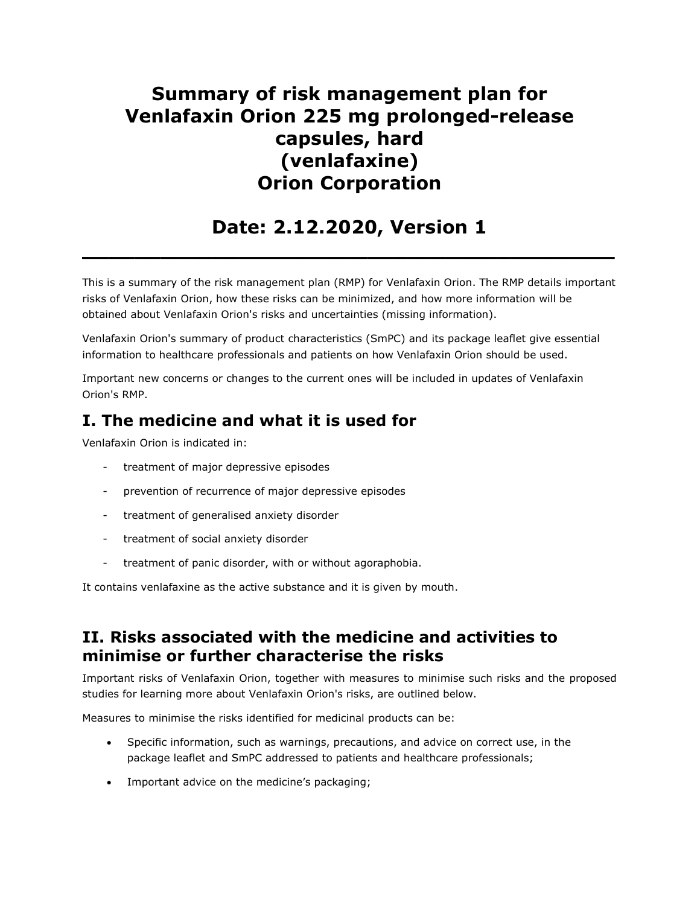# Summary of risk management plan for Venlafaxin Orion 225 mg prolonged-release capsules, hard (venlafaxine) Orion Corporation

# Date: 2.12.2020, Version 1

---

This is a summary of the risk management plan (RMP) for Venlafaxin Orion. The RMP details important risks of Venlafaxin Orion, how these risks can be minimized, and how more information will be obtained about Venlafaxin Orion's risks and uncertainties (missing information).

Venlafaxin Orion's summary of product characteristics (SmPC) and its package leaflet give essential information to healthcare professionals and patients on how Venlafaxin Orion should be used.

Important new concerns or changes to the current ones will be included in updates of Venlafaxin Orion's RMP.

## I. The medicine and what it is used for

Venlafaxin Orion is indicated in:

- treatment of major depressive episodes
- prevention of recurrence of major depressive episodes
- treatment of generalised anxiety disorder
- treatment of social anxiety disorder
- treatment of panic disorder, with or without agoraphobia.

It contains venlafaxine as the active substance and it is given by mouth.

## II. Risks associated with the medicine and activities to minimise or further characterise the risks

Important risks of Venlafaxin Orion, together with measures to minimise such risks and the proposed studies for learning more about Venlafaxin Orion's risks, are outlined below.

Measures to minimise the risks identified for medicinal products can be:

- Specific information, such as warnings, precautions, and advice on correct use, in the package leaflet and SmPC addressed to patients and healthcare professionals;
- Important advice on the medicine's packaging;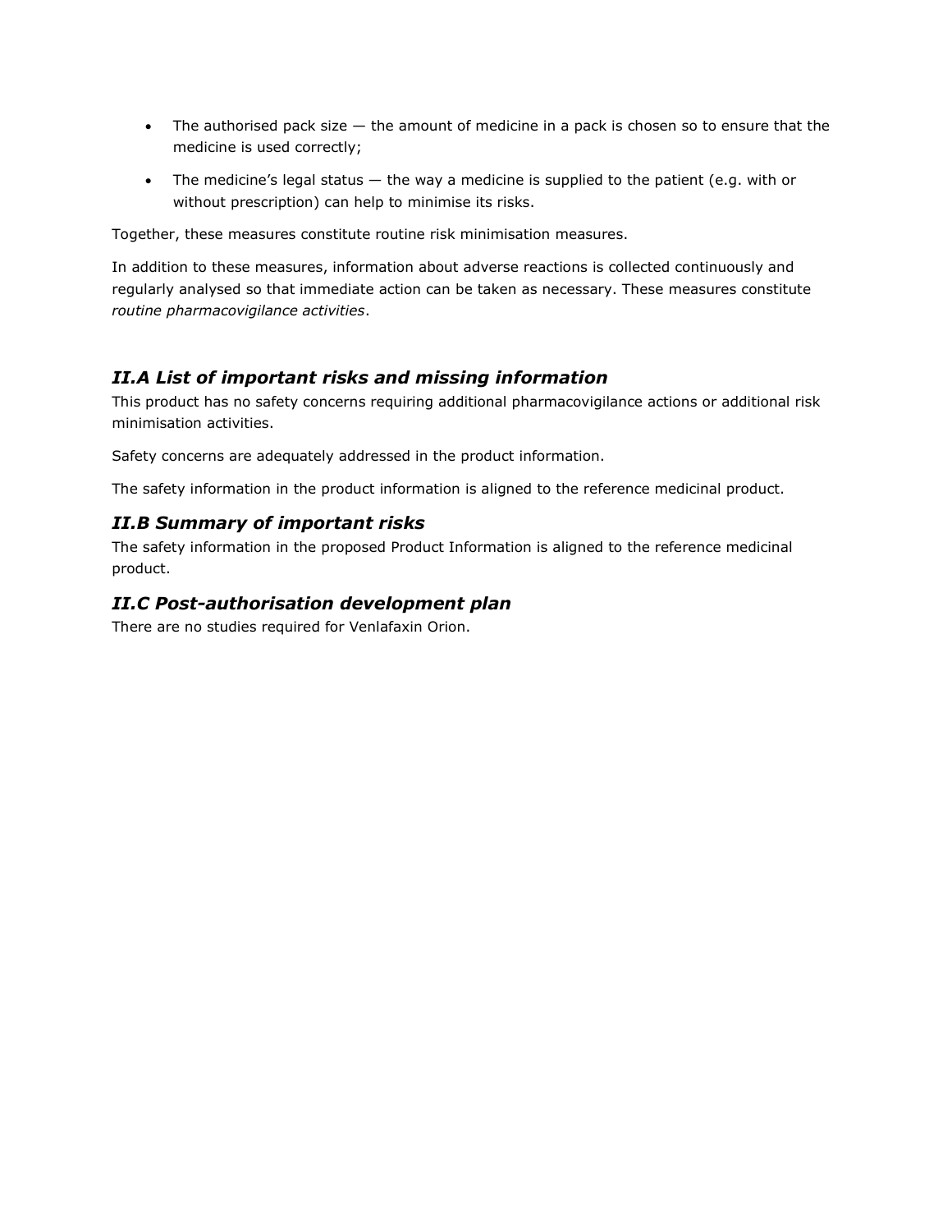- The authorised pack size — the amount of medicine in a pack is chosen so to ensure that the medicine is used correctly;
- The medicine's legal status — the way a medicine is supplied to the patient (e.g. with or without prescription) can help to minimise its risks.

Together, these measures constitute routine risk minimisation measures.

In addition to these measures, information about adverse reactions is collected continuously and regularly analysed so that immediate action can be taken as necessary. These measures constitute *routine pharmacovigilance activities*.

## *II.A List of important risks and missing information*

This product has no safety concerns requiring additional pharmacovigilance actions or additional risk minimisation activities.

Safety concerns are adequately addressed in the product information.

The safety information in the product information is aligned to the reference medicinal product.

## *II.B Summary of important risks*

The safety information in the proposed Product Information is aligned to the reference medicinal product.

## *II.C Post-authorisation development plan*

There are no studies required for Venlafaxin Orion.